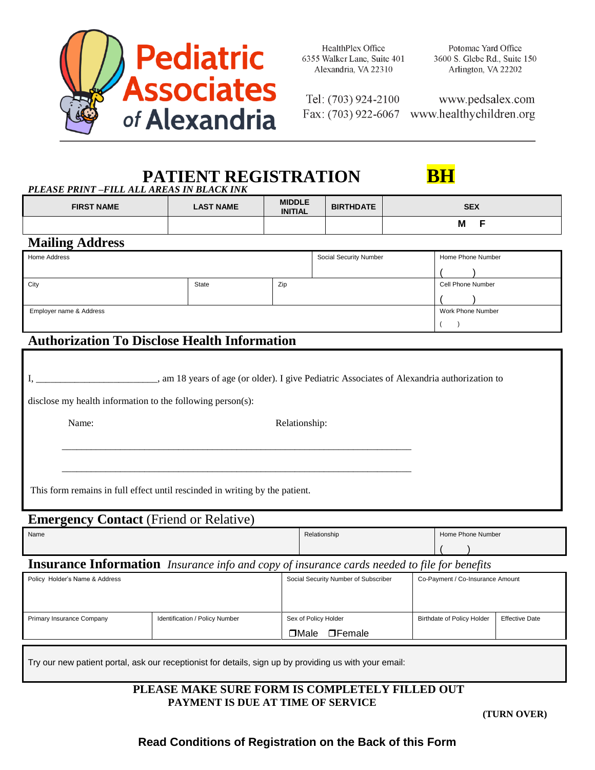**Pediatric Associates of Alexandria**

HealthPlex Office
6355 Walker Lane, Suite 401
Alexandria, VA 22310

Potomac Yard Office
3600 S. Glebe Rd., Suite 150
Arlington, VA 22202

Tel: (703) 924-2100
Fax: (703) 922-6067

www.pedsalex.com
www.healthychildren.org

# PATIENT REGISTRATION **BH**

***PLEASE PRINT –FILL ALL AREAS IN BLACK INK***

| FIRST NAME | LAST NAME | MIDDLE INITIAL | BIRTHDATE | SEX |
|---|---|---|---|---|
| | | | | M F |

## Mailing Address

| Home Address | | | Social Security Number | Home Phone Number ( ) |
|---|---|---|---|---|
| City | State | Zip | | Cell Phone Number ( ) |
| Employer name & Address | | | | Work Phone Number ( ) |

## Authorization To Disclose Health Information

I, ________________________, am 18 years of age (or older). I give Pediatric Associates of Alexandria authorization to disclose my health information to the following person(s):

Name: Relationship:

______________________________________________________________________

______________________________________________________________________

This form remains in full effect until rescinded in writing by the patient.

## Emergency Contact (Friend or Relative)

| Name | Relationship | Home Phone Number |
|---|---|---|
| | | ( ) |

## Insurance Information *Insurance info and copy of insurance cards needed to file for benefits*

| Policy Holder's Name & Address | | Social Security Number of Subscriber | Co-Payment / Co-Insurance Amount | |
|---|---|---|---|---|
| Primary Insurance Company | Identification / Policy Number | Sex of Policy Holder ❒Male ❒Female | Birthdate of Policy Holder | Effective Date |

Try our new patient portal, ask our receptionist for details, sign up by providing us with your email:

**PLEASE MAKE SURE FORM IS COMPLETELY FILLED OUT**
**PAYMENT IS DUE AT TIME OF SERVICE**

**(TURN OVER)**

**Read Conditions of Registration on the Back of this Form**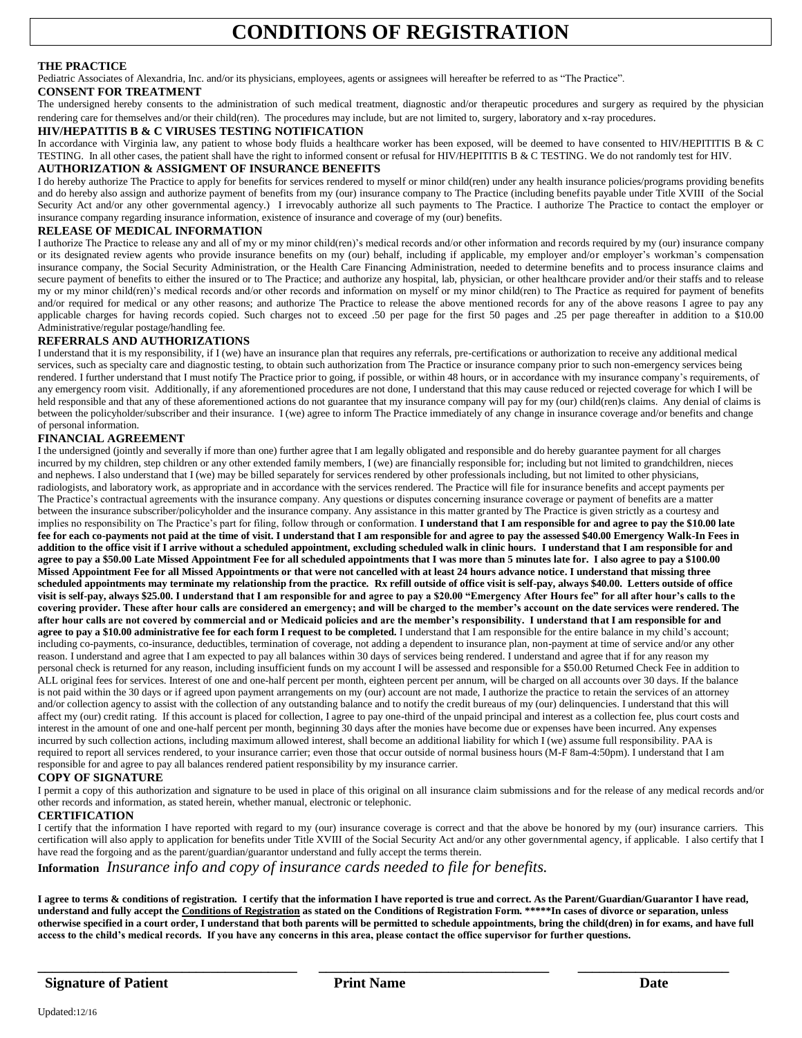# CONDITIONS OF REGISTRATION

### THE PRACTICE

Pediatric Associates of Alexandria, Inc. and/or its physicians, employees, agents or assignees will hereafter be referred to as "The Practice".

### CONSENT FOR TREATMENT

The undersigned hereby consents to the administration of such medical treatment, diagnostic and/or therapeutic procedures and surgery as required by the physician rendering care for themselves and/or their child(ren). The procedures may include, but are not limited to, surgery, laboratory and x-ray procedures.

### HIV/HEPATITIS B & C VIRUSES TESTING NOTIFICATION

In accordance with Virginia law, any patient to whose body fluids a healthcare worker has been exposed, will be deemed to have consented to HIV/HEPITITIS B & C TESTING. In all other cases, the patient shall have the right to informed consent or refusal for HIV/HEPITITIS B & C TESTING. We do not randomly test for HIV.

### AUTHORIZATION & ASSIGMENT OF INSURANCE BENEFITS

I do hereby authorize The Practice to apply for benefits for services rendered to myself or minor child(ren) under any health insurance policies/programs providing benefits and do hereby also assign and authorize payment of benefits from my (our) insurance company to The Practice (including benefits payable under Title XVIII of the Social Security Act and/or any other governmental agency.) I irrevocably authorize all such payments to The Practice. I authorize The Practice to contact the employer or insurance company regarding insurance information, existence of insurance and coverage of my (our) benefits.

### RELEASE OF MEDICAL INFORMATION

I authorize The Practice to release any and all of my or my minor child(ren)'s medical records and/or other information and records required by my (our) insurance company or its designated review agents who provide insurance benefits on my (our) behalf, including if applicable, my employer and/or employer's workman's compensation insurance company, the Social Security Administration, or the Health Care Financing Administration, needed to determine benefits and to process insurance claims and secure payment of benefits to either the insured or to The Practice; and authorize any hospital, lab, physician, or other healthcare provider and/or their staffs and to release my or my minor child(ren)'s medical records and/or other records and information on myself or my minor child(ren) to The Practice as required for payment of benefits and/or required for medical or any other reasons; and authorize The Practice to release the above mentioned records for any of the above reasons I agree to pay any applicable charges for having records copied. Such charges not to exceed .50 per page for the first 50 pages and .25 per page thereafter in addition to a $10.00 Administrative/regular postage/handling fee.

### REFERRALS AND AUTHORIZATIONS

I understand that it is my responsibility, if I (we) have an insurance plan that requires any referrals, pre-certifications or authorization to receive any additional medical services, such as specialty care and diagnostic testing, to obtain such authorization from The Practice or insurance company prior to such non-emergency services being rendered. I further understand that I must notify The Practice prior to going, if possible, or within 48 hours, or in accordance with my insurance company's requirements, of any emergency room visit. Additionally, if any aforementioned procedures are not done, I understand that this may cause reduced or rejected coverage for which I will be held responsible and that any of these aforementioned actions do not guarantee that my insurance company will pay for my (our) child(ren)s claims. Any denial of claims is between the policyholder/subscriber and their insurance. I (we) agree to inform The Practice immediately of any change in insurance coverage and/or benefits and change of personal information.

### FINANCIAL AGREEMENT

I the undersigned (jointly and severally if more than one) further agree that I am legally obligated and responsible and do hereby guarantee payment for all charges incurred by my children, step children or any other extended family members, I (we) are financially responsible for; including but not limited to grandchildren, nieces and nephews. I also understand that I (we) may be billed separately for services rendered by other professionals including, but not limited to other physicians, radiologists, and laboratory work, as appropriate and in accordance with the services rendered. The Practice will file for insurance benefits and accept payments per The Practice's contractual agreements with the insurance company. Any questions or disputes concerning insurance coverage or payment of benefits are a matter between the insurance subscriber/policyholder and the insurance company. Any assistance in this matter granted by The Practice is given strictly as a courtesy and implies no responsibility on The Practice's part for filing, follow through or conformation. **I understand that I am responsible for and agree to pay the $10.00 late fee for each co-payments not paid at the time of visit. I understand that I am responsible for and agree to pay the assessed $40.00 Emergency Walk-In Fees in addition to the office visit if I arrive without a scheduled appointment, excluding scheduled walk in clinic hours. I understand that I am responsible for and agree to pay a $50.00 Late Missed Appointment Fee for all scheduled appointments that I was more than 5 minutes late for. I also agree to pay a $100.00 Missed Appointment Fee for all Missed Appointments or that were not cancelled with at least 24 hours advance notice. I understand that missing three scheduled appointments may terminate my relationship from the practice. Rx refill outside of office visit is self-pay, always $40.00. Letters outside of office visit is self-pay, always $25.00. I understand that I am responsible for and agree to pay a $20.00 "Emergency After Hours fee" for all after hour's calls to the covering provider. These after hour calls are considered an emergency; and will be charged to the member's account on the date services were rendered. The after hour calls are not covered by commercial and or Medicaid policies and are the member's responsibility. I understand that I am responsible for and agree to pay a $10.00 administrative fee for each form I request to be completed.** I understand that I am responsible for the entire balance in my child's account; including co-payments, co-insurance, deductibles, termination of coverage, not adding a dependent to insurance plan, non-payment at time of service and/or any other reason. I understand and agree that I am expected to pay all balances within 30 days of services being rendered. I understand and agree that if for any reason my personal check is returned for any reason, including insufficient funds on my account I will be assessed and responsible for a $50.00 Returned Check Fee in addition to ALL original fees for services. Interest of one and one-half percent per month, eighteen percent per annum, will be charged on all accounts over 30 days. If the balance is not paid within the 30 days or if agreed upon payment arrangements on my (our) account are not made, I authorize the practice to retain the services of an attorney and/or collection agency to assist with the collection of any outstanding balance and to notify the credit bureaus of my (our) delinquencies. I understand that this will affect my (our) credit rating. If this account is placed for collection, I agree to pay one-third of the unpaid principal and interest as a collection fee, plus court costs and interest in the amount of one and one-half percent per month, beginning 30 days after the monies have become due or expenses have been incurred. Any expenses incurred by such collection actions, including maximum allowed interest, shall become an additional liability for which I (we) assume full responsibility. PAA is required to report all services rendered, to your insurance carrier; even those that occur outside of normal business hours (M-F 8am-4:50pm). I understand that I am responsible for and agree to pay all balances rendered patient responsibility by my insurance carrier.

### COPY OF SIGNATURE

I permit a copy of this authorization and signature to be used in place of this original on all insurance claim submissions and for the release of any medical records and/or other records and information, as stated herein, whether manual, electronic or telephonic.

### CERTIFICATION

I certify that the information I have reported with regard to my (our) insurance coverage is correct and that the above be honored by my (our) insurance carriers. This certification will also apply to application for benefits under Title XVIII of the Social Security Act and/or any other governmental agency, if applicable. I also certify that I have read the forgoing and as the parent/guardian/guarantor understand and fully accept the terms therein.

**Information** *Insurance info and copy of insurance cards needed to file for benefits.*

**I agree to terms & conditions of registration. I certify that the information I have reported is true and correct. As the Parent/Guardian/Guarantor I have read, understand and fully accept the Conditions of Registration as stated on the Conditions of Registration Form. \*\*\*\*\*In cases of divorce or separation, unless otherwise specified in a court order, I understand that both parents will be permitted to schedule appointments, bring the child(dren) in for exams, and have full access to the child's medical records. If you have any concerns in this area, please contact the office supervisor for further questions.**

______________________________ ______________________________ ____________________

**Signature of Patient** **Print Name** **Date**

Updated:12/16